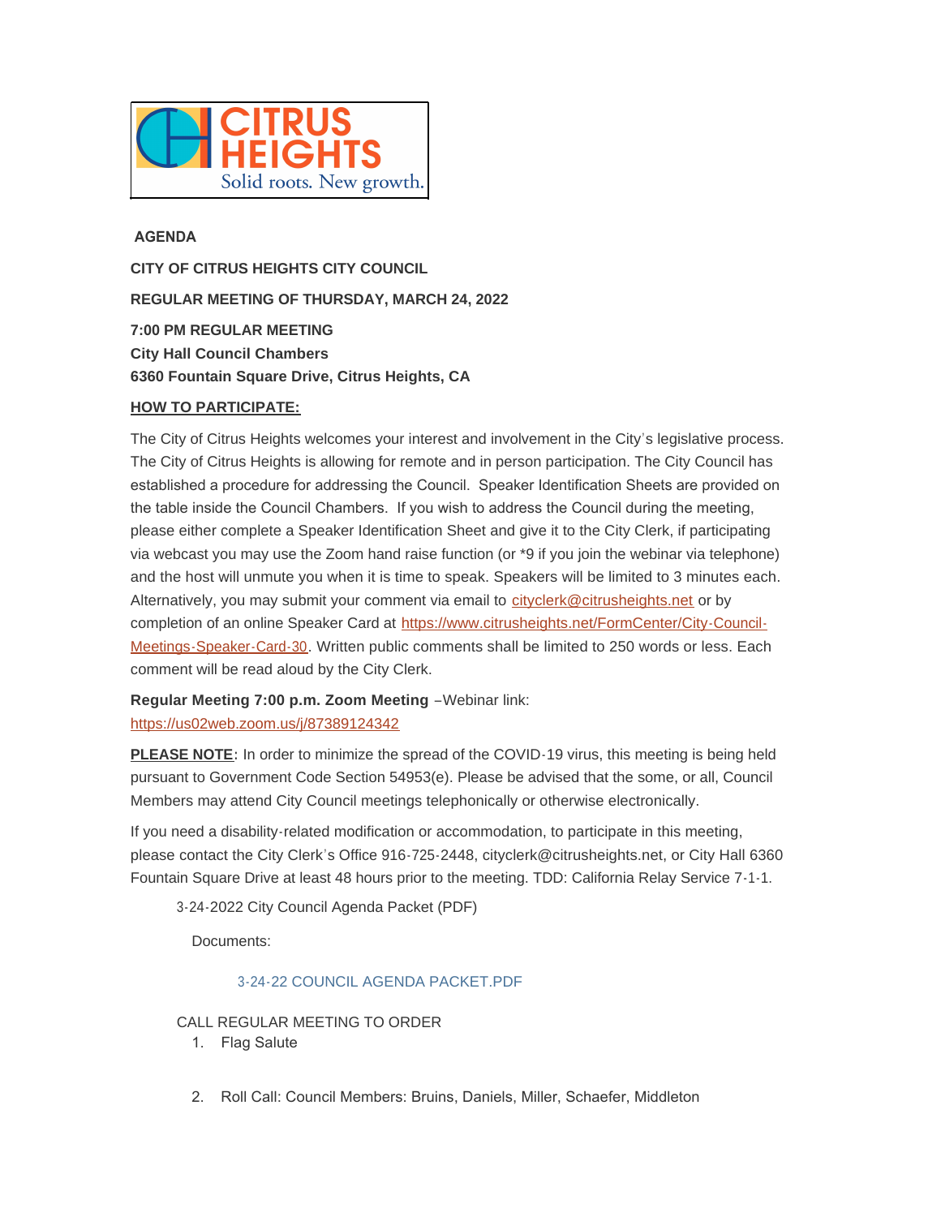CITRUS HEIGHTS

Solid roots. New growth.

**AGENDA**

**CITY OF CITRUS HEIGHTS CITY COUNCIL**

**REGULAR MEETING OF THURSDAY, MARCH 24, 2022**

**7:00 PM REGULAR MEETING**
**City Hall Council Chambers**
**6360 Fountain Square Drive, Citrus Heights, CA**

**HOW TO PARTICIPATE:**

The City of Citrus Heights welcomes your interest and involvement in the City's legislative process. The City of Citrus Heights is allowing for remote and in person participation. The City Council has established a procedure for addressing the Council. Speaker Identification Sheets are provided on the table inside the Council Chambers. If you wish to address the Council during the meeting, please either complete a Speaker Identification Sheet and give it to the City Clerk, if participating via webcast you may use the Zoom hand raise function (or *9 if you join the webinar via telephone) and the host will unmute you when it is time to speak. Speakers will be limited to 3 minutes each. Alternatively, you may submit your comment via email to cityclerk@citrusheights.net or by completion of an online Speaker Card at https://www.citrusheights.net/FormCenter/City-Council-Meetings-Speaker-Card-30. Written public comments shall be limited to 250 words or less. Each comment will be read aloud by the City Clerk.

**Regular Meeting 7:00 p.m. Zoom Meeting** –Webinar link: https://us02web.zoom.us/j/87389124342

**PLEASE NOTE**: In order to minimize the spread of the COVID-19 virus, this meeting is being held pursuant to Government Code Section 54953(e). Please be advised that the some, or all, Council Members may attend City Council meetings telephonically or otherwise electronically.

If you need a disability-related modification or accommodation, to participate in this meeting, please contact the City Clerk's Office 916-725-2448, cityclerk@citrusheights.net, or City Hall 6360 Fountain Square Drive at least 48 hours prior to the meeting. TDD: California Relay Service 7-1-1.

3-24-2022 City Council Agenda Packet (PDF)

Documents:

3-24-22 COUNCIL AGENDA PACKET.PDF

CALL REGULAR MEETING TO ORDER

1. Flag Salute

2. Roll Call: Council Members: Bruins, Daniels, Miller, Schaefer, Middleton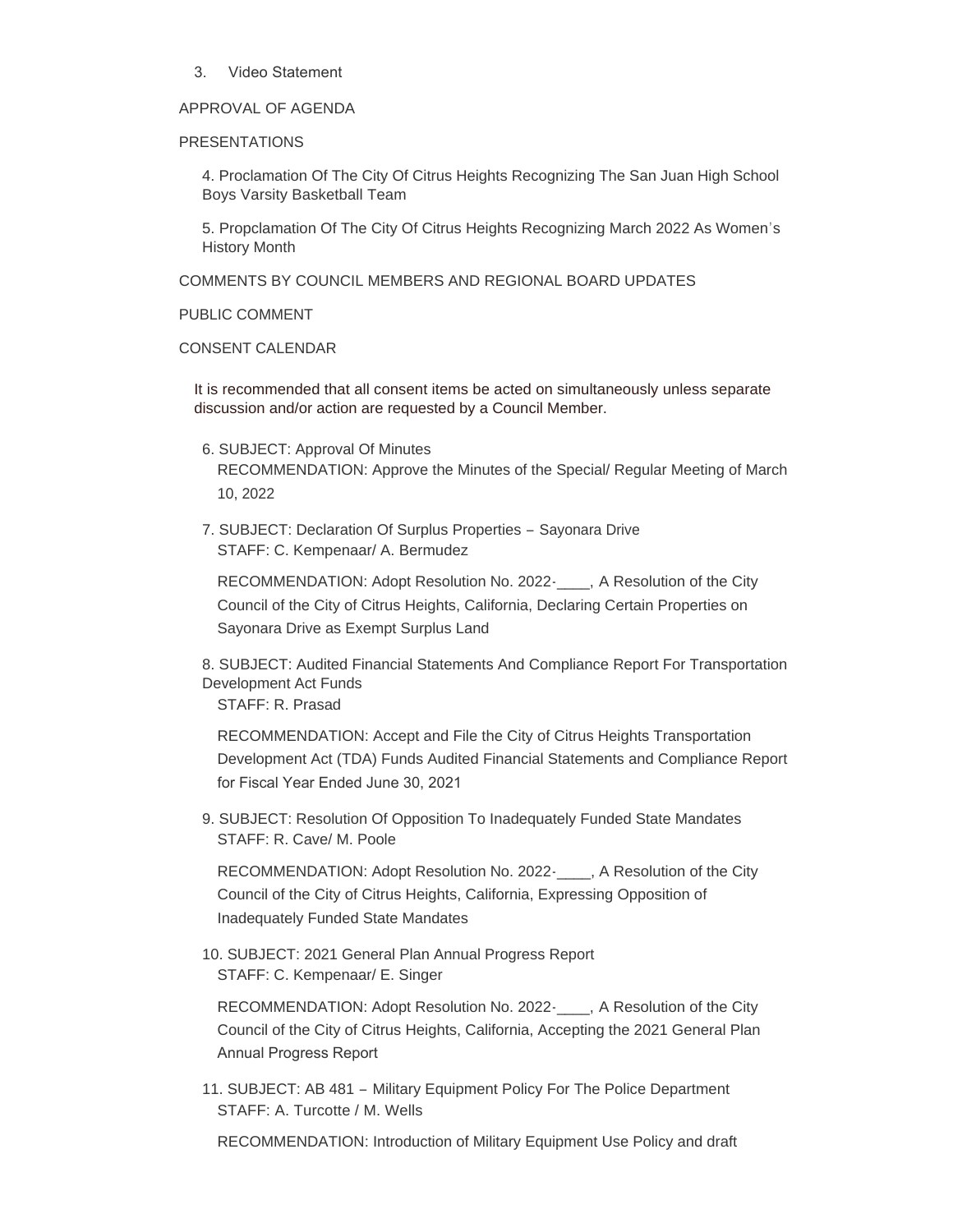3. Video Statement

APPROVAL OF AGENDA

PRESENTATIONS

4. Proclamation Of The City Of Citrus Heights Recognizing The San Juan High School Boys Varsity Basketball Team

5. Propclamation Of The City Of Citrus Heights Recognizing March 2022 As Women's History Month

COMMENTS BY COUNCIL MEMBERS AND REGIONAL BOARD UPDATES

PUBLIC COMMENT

CONSENT CALENDAR

It is recommended that all consent items be acted on simultaneously unless separate discussion and/or action are requested by a Council Member.

6. SUBJECT: Approval Of Minutes
   RECOMMENDATION: Approve the Minutes of the Special/ Regular Meeting of March 10, 2022

7. SUBJECT: Declaration Of Surplus Properties – Sayonara Drive
   STAFF: C. Kempenaar/ A. Bermudez

   RECOMMENDATION: Adopt Resolution No. 2022-____, A Resolution of the City Council of the City of Citrus Heights, California, Declaring Certain Properties on Sayonara Drive as Exempt Surplus Land

8. SUBJECT: Audited Financial Statements And Compliance Report For Transportation Development Act Funds
   STAFF: R. Prasad

   RECOMMENDATION: Accept and File the City of Citrus Heights Transportation Development Act (TDA) Funds Audited Financial Statements and Compliance Report for Fiscal Year Ended June 30, 2021

9. SUBJECT: Resolution Of Opposition To Inadequately Funded State Mandates
   STAFF: R. Cave/ M. Poole

   RECOMMENDATION: Adopt Resolution No. 2022-____, A Resolution of the City Council of the City of Citrus Heights, California, Expressing Opposition of Inadequately Funded State Mandates

10. SUBJECT: 2021 General Plan Annual Progress Report
    STAFF: C. Kempenaar/ E. Singer

    RECOMMENDATION: Adopt Resolution No. 2022-____, A Resolution of the City Council of the City of Citrus Heights, California, Accepting the 2021 General Plan Annual Progress Report

11. SUBJECT: AB 481 – Military Equipment Policy For The Police Department
    STAFF: A. Turcotte / M. Wells

    RECOMMENDATION: Introduction of Military Equipment Use Policy and draft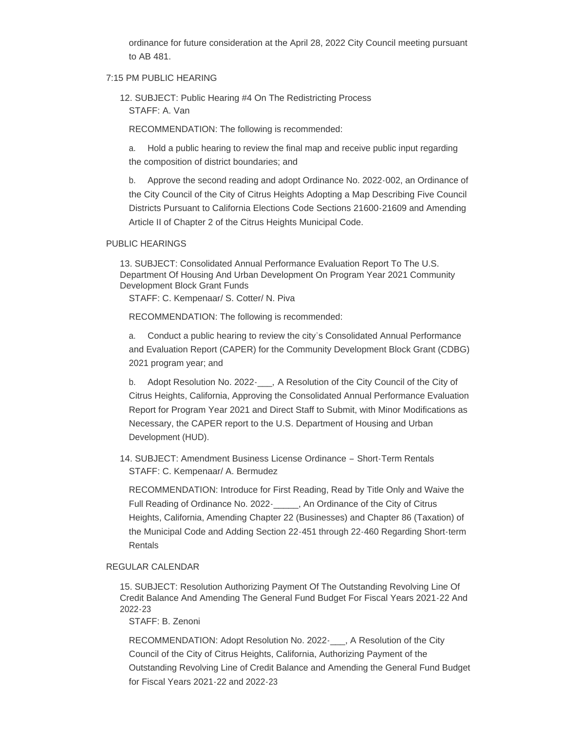ordinance for future consideration at the April 28, 2022 City Council meeting pursuant to AB 481.

## 7:15 PM PUBLIC HEARING

12. SUBJECT: Public Hearing #4 On The Redistricting Process
STAFF: A. Van

RECOMMENDATION: The following is recommended:

a. Hold a public hearing to review the final map and receive public input regarding the composition of district boundaries; and

b. Approve the second reading and adopt Ordinance No. 2022-002, an Ordinance of the City Council of the City of Citrus Heights Adopting a Map Describing Five Council Districts Pursuant to California Elections Code Sections 21600-21609 and Amending Article II of Chapter 2 of the Citrus Heights Municipal Code.

## PUBLIC HEARINGS

13. SUBJECT: Consolidated Annual Performance Evaluation Report To The U.S. Department Of Housing And Urban Development On Program Year 2021 Community Development Block Grant Funds
STAFF: C. Kempenaar/ S. Cotter/ N. Piva

RECOMMENDATION: The following is recommended:

a. Conduct a public hearing to review the city's Consolidated Annual Performance and Evaluation Report (CAPER) for the Community Development Block Grant (CDBG) 2021 program year; and

b. Adopt Resolution No. 2022-___, A Resolution of the City Council of the City of Citrus Heights, California, Approving the Consolidated Annual Performance Evaluation Report for Program Year 2021 and Direct Staff to Submit, with Minor Modifications as Necessary, the CAPER report to the U.S. Department of Housing and Urban Development (HUD).

14. SUBJECT: Amendment Business License Ordinance – Short-Term Rentals
STAFF: C. Kempenaar/ A. Bermudez

RECOMMENDATION: Introduce for First Reading, Read by Title Only and Waive the Full Reading of Ordinance No. 2022-_____, An Ordinance of the City of Citrus Heights, California, Amending Chapter 22 (Businesses) and Chapter 86 (Taxation) of the Municipal Code and Adding Section 22-451 through 22-460 Regarding Short-term Rentals

## REGULAR CALENDAR

15. SUBJECT: Resolution Authorizing Payment Of The Outstanding Revolving Line Of Credit Balance And Amending The General Fund Budget For Fiscal Years 2021-22 And 2022-23
STAFF: B. Zenoni

RECOMMENDATION: Adopt Resolution No. 2022-___, A Resolution of the City Council of the City of Citrus Heights, California, Authorizing Payment of the Outstanding Revolving Line of Credit Balance and Amending the General Fund Budget for Fiscal Years 2021-22 and 2022-23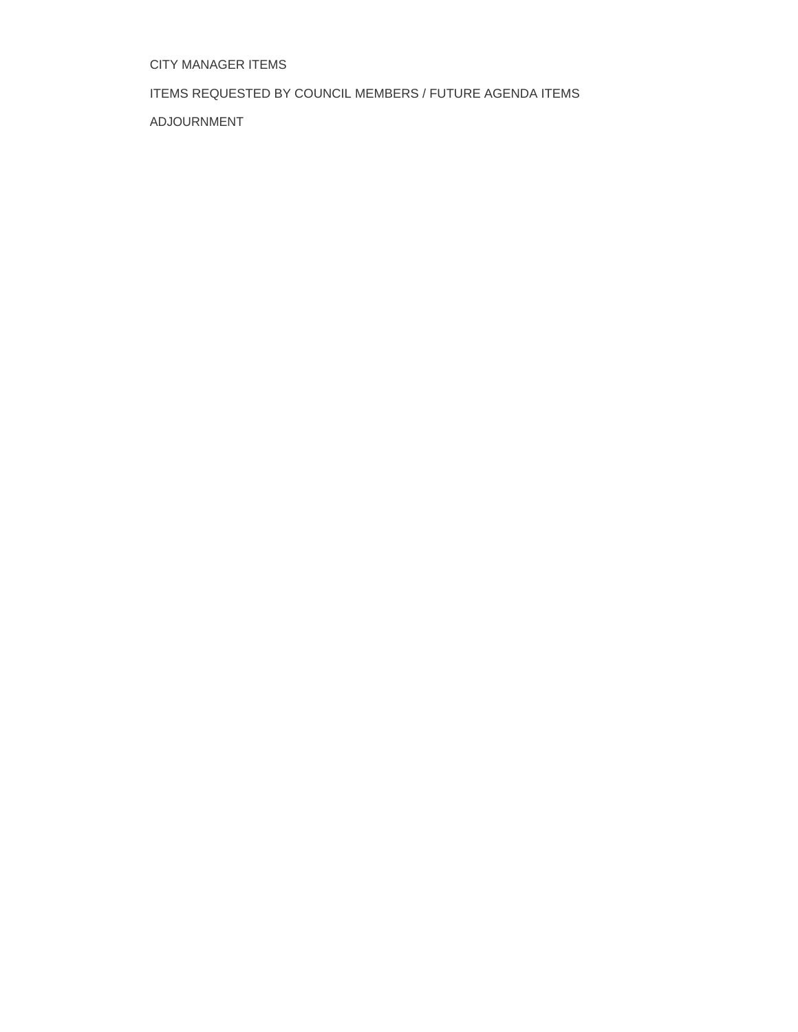CITY MANAGER ITEMS

ITEMS REQUESTED BY COUNCIL MEMBERS / FUTURE AGENDA ITEMS

ADJOURNMENT